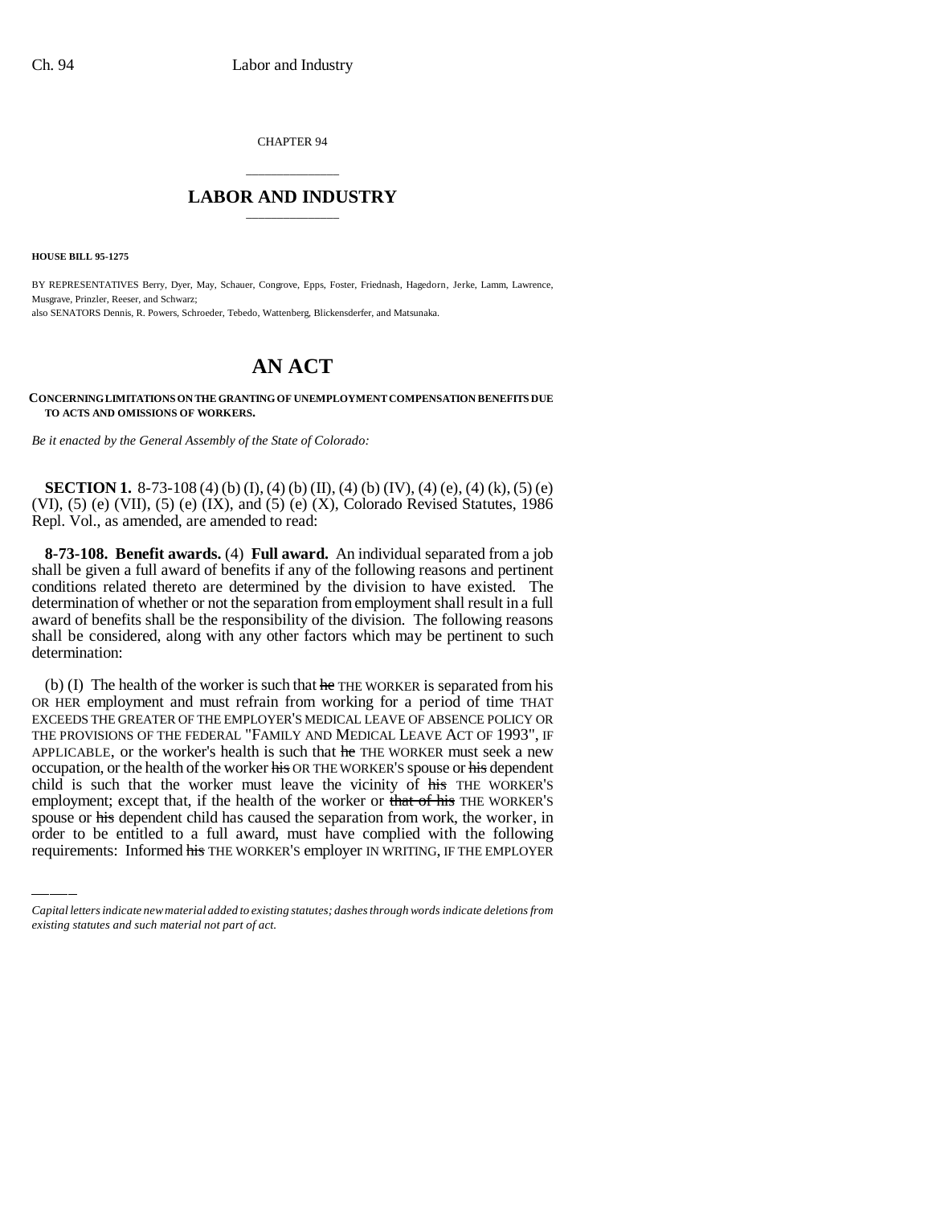CHAPTER 94

## LABOR AND INDUSTRY

**HOUSE BILL 95-1275**

BY REPRESENTATIVES Berry, Dyer, May, Schauer, Congrove, Epps, Foster, Friednash, Hagedorn, Jerke, Lamm, Lawrence, Musgrave, Prinzler, Reeser, and Schwarz;
also SENATORS Dennis, R. Powers, Schroeder, Tebedo, Wattenberg, Blickensderfer, and Matsunaka.

# AN ACT

**CONCERNING LIMITATIONS ON THE GRANTING OF UNEMPLOYMENT COMPENSATION BENEFITS DUE TO ACTS AND OMISSIONS OF WORKERS.**

*Be it enacted by the General Assembly of the State of Colorado:*

**SECTION 1.** 8-73-108 (4) (b) (I), (4) (b) (II), (4) (b) (IV), (4) (e), (4) (k), (5) (e) (VI), (5) (e) (VII), (5) (e) (IX), and (5) (e) (X), Colorado Revised Statutes, 1986 Repl. Vol., as amended, are amended to read:

**8-73-108. Benefit awards.** (4) **Full award.** An individual separated from a job shall be given a full award of benefits if any of the following reasons and pertinent conditions related thereto are determined by the division to have existed. The determination of whether or not the separation from employment shall result in a full award of benefits shall be the responsibility of the division. The following reasons shall be considered, along with any other factors which may be pertinent to such determination:

(b) (I) The health of the worker is such that ~~he~~ THE WORKER is separated from his OR HER employment and must refrain from working for a period of time THAT EXCEEDS THE GREATER OF THE EMPLOYER'S MEDICAL LEAVE OF ABSENCE POLICY OR THE PROVISIONS OF THE FEDERAL "FAMILY AND MEDICAL LEAVE ACT OF 1993", IF APPLICABLE, or the worker's health is such that ~~he~~ THE WORKER must seek a new occupation, or the health of the worker ~~his~~ OR THE WORKER'S spouse or ~~his~~ dependent child is such that the worker must leave the vicinity of ~~his~~ THE WORKER'S employment; except that, if the health of the worker or ~~that of his~~ THE WORKER'S spouse or ~~his~~ dependent child has caused the separation from work, the worker, in order to be entitled to a full award, must have complied with the following requirements: Informed ~~his~~ THE WORKER'S employer IN WRITING, IF THE EMPLOYER

*Capital letters indicate new material added to existing statutes; dashes through words indicate deletions from existing statutes and such material not part of act.*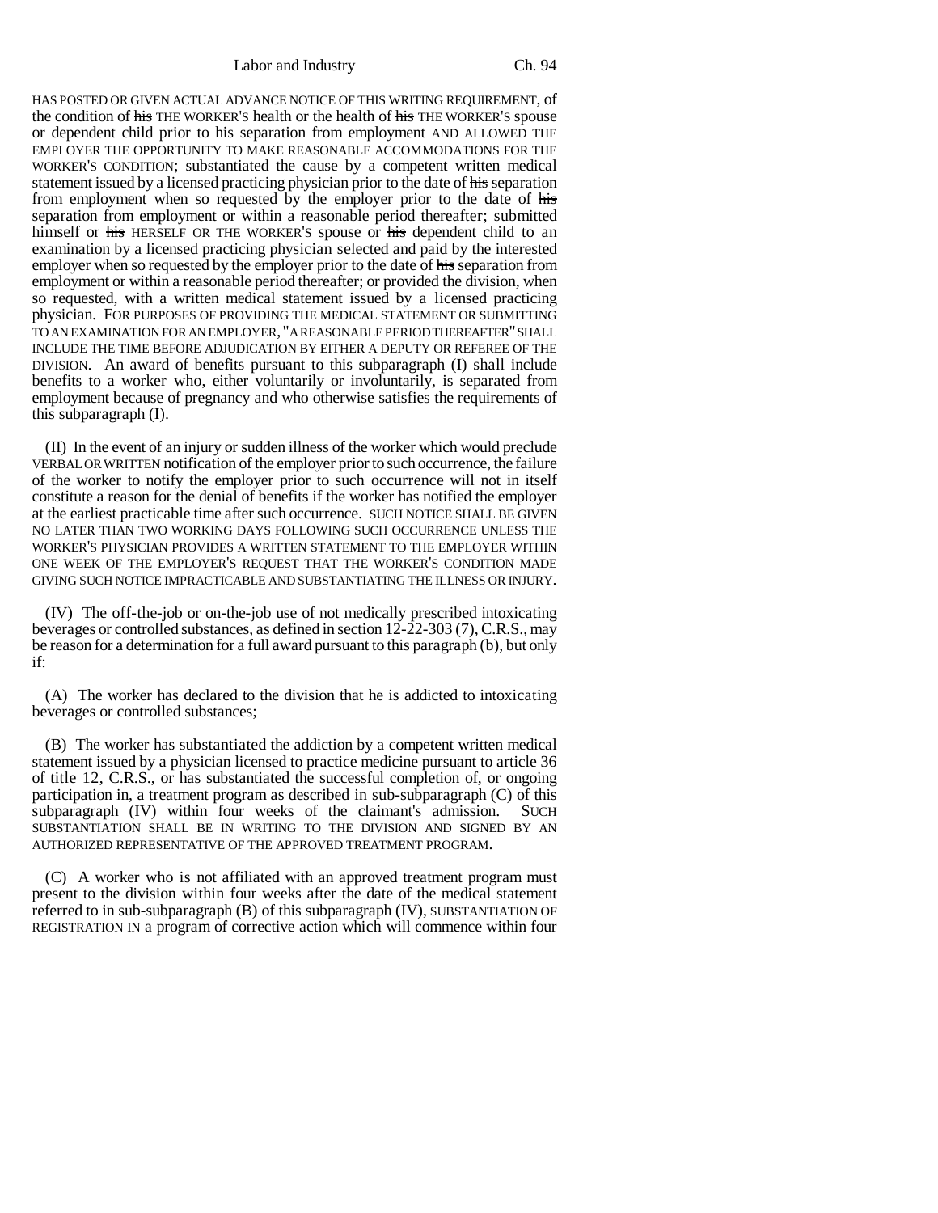HAS POSTED OR GIVEN ACTUAL ADVANCE NOTICE OF THIS WRITING REQUIREMENT, of the condition of ~~his~~ THE WORKER'S health or the health of ~~his~~ THE WORKER'S spouse or dependent child prior to ~~his~~ separation from employment AND ALLOWED THE EMPLOYER THE OPPORTUNITY TO MAKE REASONABLE ACCOMMODATIONS FOR THE WORKER'S CONDITION; substantiated the cause by a competent written medical statement issued by a licensed practicing physician prior to the date of ~~his~~ separation from employment when so requested by the employer prior to the date of ~~his~~ separation from employment or within a reasonable period thereafter; submitted himself or ~~his~~ HERSELF OR THE WORKER'S spouse or ~~his~~ dependent child to an examination by a licensed practicing physician selected and paid by the interested employer when so requested by the employer prior to the date of ~~his~~ separation from employment or within a reasonable period thereafter; or provided the division, when so requested, with a written medical statement issued by a licensed practicing physician. FOR PURPOSES OF PROVIDING THE MEDICAL STATEMENT OR SUBMITTING TO AN EXAMINATION FOR AN EMPLOYER, "A REASONABLE PERIOD THEREAFTER" SHALL INCLUDE THE TIME BEFORE ADJUDICATION BY EITHER A DEPUTY OR REFEREE OF THE DIVISION. An award of benefits pursuant to this subparagraph (I) shall include benefits to a worker who, either voluntarily or involuntarily, is separated from employment because of pregnancy and who otherwise satisfies the requirements of this subparagraph (I).

(II) In the event of an injury or sudden illness of the worker which would preclude VERBAL OR WRITTEN notification of the employer prior to such occurrence, the failure of the worker to notify the employer prior to such occurrence will not in itself constitute a reason for the denial of benefits if the worker has notified the employer at the earliest practicable time after such occurrence. SUCH NOTICE SHALL BE GIVEN NO LATER THAN TWO WORKING DAYS FOLLOWING SUCH OCCURRENCE UNLESS THE WORKER'S PHYSICIAN PROVIDES A WRITTEN STATEMENT TO THE EMPLOYER WITHIN ONE WEEK OF THE EMPLOYER'S REQUEST THAT THE WORKER'S CONDITION MADE GIVING SUCH NOTICE IMPRACTICABLE AND SUBSTANTIATING THE ILLNESS OR INJURY.

(IV) The off-the-job or on-the-job use of not medically prescribed intoxicating beverages or controlled substances, as defined in section 12-22-303 (7), C.R.S., may be reason for a determination for a full award pursuant to this paragraph (b), but only if:

(A) The worker has declared to the division that he is addicted to intoxicating beverages or controlled substances;

(B) The worker has substantiated the addiction by a competent written medical statement issued by a physician licensed to practice medicine pursuant to article 36 of title 12, C.R.S., or has substantiated the successful completion of, or ongoing participation in, a treatment program as described in sub-subparagraph (C) of this subparagraph (IV) within four weeks of the claimant's admission. SUCH SUBSTANTIATION SHALL BE IN WRITING TO THE DIVISION AND SIGNED BY AN AUTHORIZED REPRESENTATIVE OF THE APPROVED TREATMENT PROGRAM.

(C) A worker who is not affiliated with an approved treatment program must present to the division within four weeks after the date of the medical statement referred to in sub-subparagraph (B) of this subparagraph (IV), SUBSTANTIATION OF REGISTRATION IN a program of corrective action which will commence within four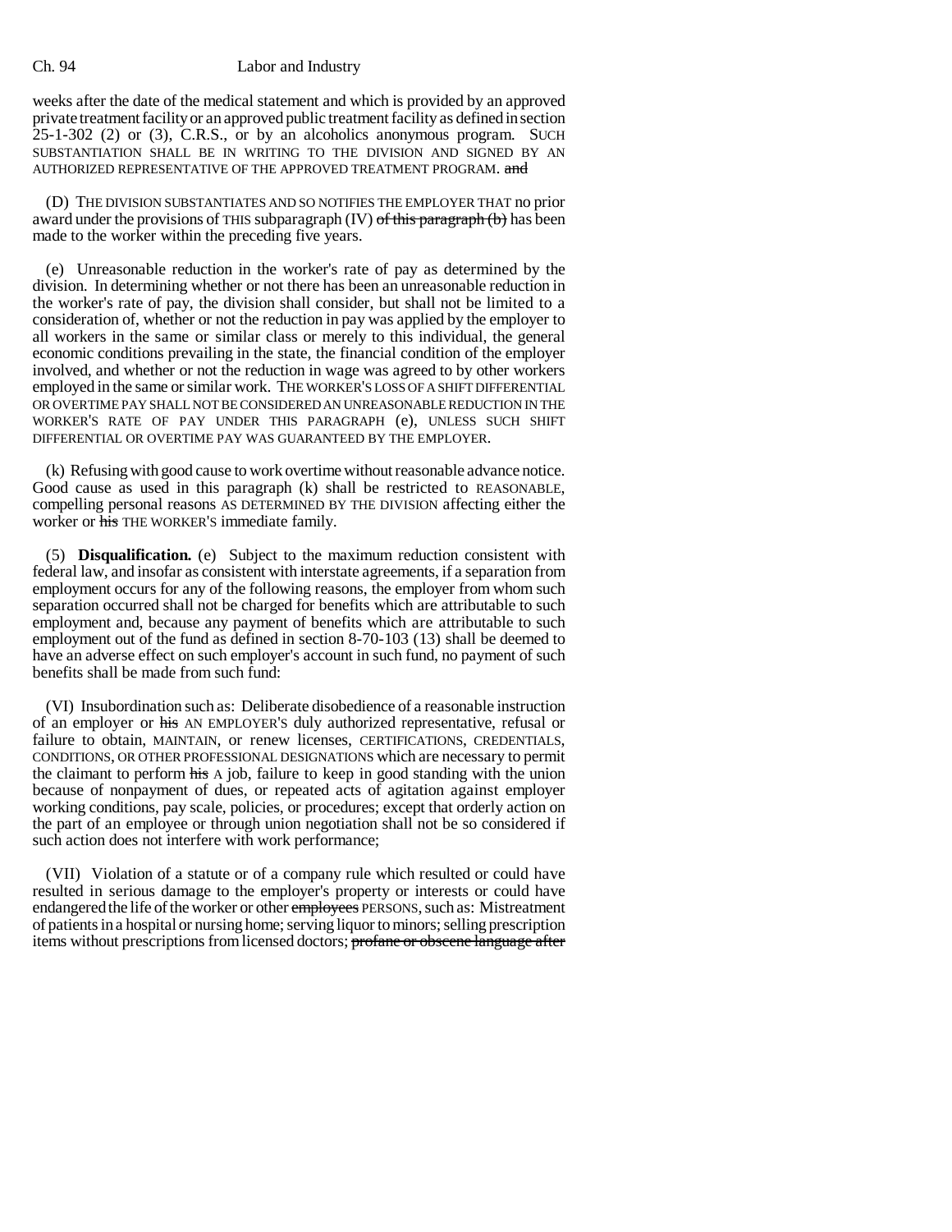weeks after the date of the medical statement and which is provided by an approved private treatment facility or an approved public treatment facility as defined in section 25-1-302 (2) or (3), C.R.S., or by an alcoholics anonymous program. SUCH SUBSTANTIATION SHALL BE IN WRITING TO THE DIVISION AND SIGNED BY AN AUTHORIZED REPRESENTATIVE OF THE APPROVED TREATMENT PROGRAM. ~~and~~

(D) THE DIVISION SUBSTANTIATES AND SO NOTIFIES THE EMPLOYER THAT no prior award under the provisions of THIS subparagraph (IV) ~~of this paragraph (b)~~ has been made to the worker within the preceding five years.

(e) Unreasonable reduction in the worker's rate of pay as determined by the division. In determining whether or not there has been an unreasonable reduction in the worker's rate of pay, the division shall consider, but shall not be limited to a consideration of, whether or not the reduction in pay was applied by the employer to all workers in the same or similar class or merely to this individual, the general economic conditions prevailing in the state, the financial condition of the employer involved, and whether or not the reduction in wage was agreed to by other workers employed in the same or similar work. THE WORKER'S LOSS OF A SHIFT DIFFERENTIAL OR OVERTIME PAY SHALL NOT BE CONSIDERED AN UNREASONABLE REDUCTION IN THE WORKER'S RATE OF PAY UNDER THIS PARAGRAPH (e), UNLESS SUCH SHIFT DIFFERENTIAL OR OVERTIME PAY WAS GUARANTEED BY THE EMPLOYER.

(k) Refusing with good cause to work overtime without reasonable advance notice. Good cause as used in this paragraph (k) shall be restricted to REASONABLE, compelling personal reasons AS DETERMINED BY THE DIVISION affecting either the worker or ~~his~~ THE WORKER'S immediate family.

(5) **Disqualification.** (e) Subject to the maximum reduction consistent with federal law, and insofar as consistent with interstate agreements, if a separation from employment occurs for any of the following reasons, the employer from whom such separation occurred shall not be charged for benefits which are attributable to such employment and, because any payment of benefits which are attributable to such employment out of the fund as defined in section 8-70-103 (13) shall be deemed to have an adverse effect on such employer's account in such fund, no payment of such benefits shall be made from such fund:

(VI) Insubordination such as: Deliberate disobedience of a reasonable instruction of an employer or ~~his~~ AN EMPLOYER'S duly authorized representative, refusal or failure to obtain, MAINTAIN, or renew licenses, CERTIFICATIONS, CREDENTIALS, CONDITIONS, OR OTHER PROFESSIONAL DESIGNATIONS which are necessary to permit the claimant to perform ~~his~~ A job, failure to keep in good standing with the union because of nonpayment of dues, or repeated acts of agitation against employer working conditions, pay scale, policies, or procedures; except that orderly action on the part of an employee or through union negotiation shall not be so considered if such action does not interfere with work performance;

(VII) Violation of a statute or of a company rule which resulted or could have resulted in serious damage to the employer's property or interests or could have endangered the life of the worker or other ~~employees~~ PERSONS, such as: Mistreatment of patients in a hospital or nursing home; serving liquor to minors; selling prescription items without prescriptions from licensed doctors; ~~profane or obscene language after~~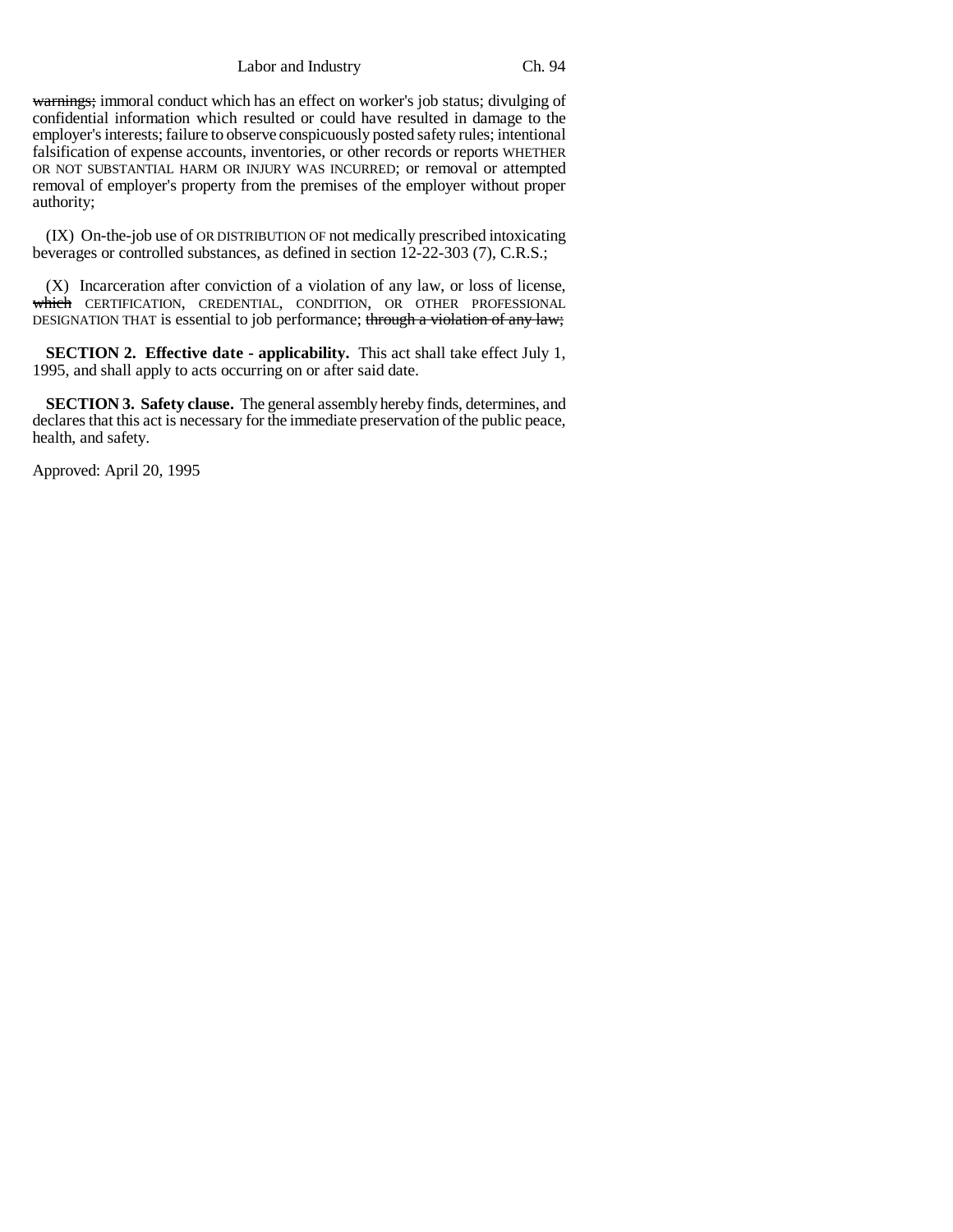~~warnings;~~ immoral conduct which has an effect on worker's job status; divulging of confidential information which resulted or could have resulted in damage to the employer's interests; failure to observe conspicuously posted safety rules; intentional falsification of expense accounts, inventories, or other records or reports WHETHER OR NOT SUBSTANTIAL HARM OR INJURY WAS INCURRED; or removal or attempted removal of employer's property from the premises of the employer without proper authority;

(IX) On-the-job use of OR DISTRIBUTION OF not medically prescribed intoxicating beverages or controlled substances, as defined in section 12-22-303 (7), C.R.S.;

(X) Incarceration after conviction of a violation of any law, or loss of license, ~~which~~ CERTIFICATION, CREDENTIAL, CONDITION, OR OTHER PROFESSIONAL DESIGNATION THAT is essential to job performance; ~~through a violation of any law;~~

**SECTION 2. Effective date - applicability.** This act shall take effect July 1, 1995, and shall apply to acts occurring on or after said date.

**SECTION 3. Safety clause.** The general assembly hereby finds, determines, and declares that this act is necessary for the immediate preservation of the public peace, health, and safety.

Approved: April 20, 1995